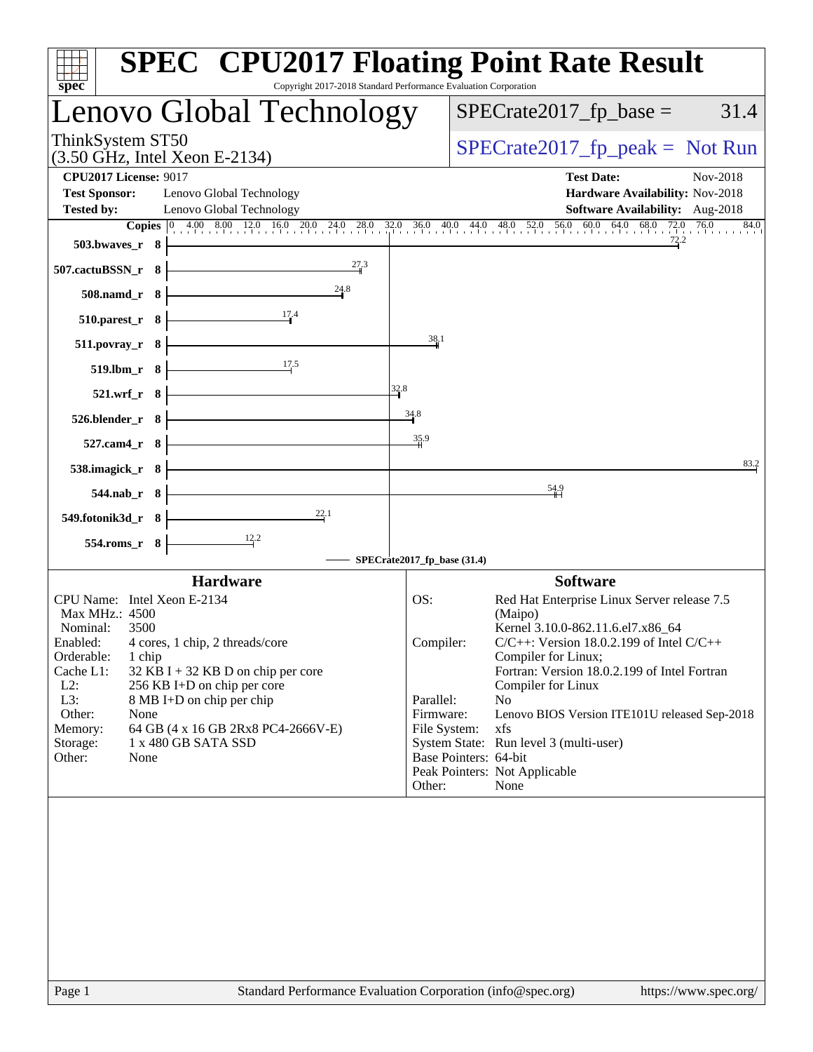# SPEC CPU2017 Floating Point Rate Result

Copyright 2017-2018 Standard Performance Evaluation Corporation

## Lenovo Global Technology

ThinkSystem ST50
(3.50 GHz, Intel Xeon E-2134)

SPECrate2017_fp_base = 31.4

SPECrate2017_fp_peak = Not Run

**CPU2017 License:** 9017
**Test Sponsor:** Lenovo Global Technology
**Tested by:** Lenovo Global Technology

**Test Date:** Nov-2018
**Hardware Availability:** Nov-2018
**Software Availability:** Aug-2018

| Benchmark | Copies | SPECrate2017_fp_base |
|---|---|---|
| 503.bwaves_r | 8 | 72.2 |
| 507.cactuBSSN_r | 8 | 27.3 |
| 508.namd_r | 8 | 24.8 |
| 510.parest_r | 8 | 17.4 |
| 511.povray_r | 8 | 38.1 |
| 519.lbm_r | 8 | 17.5 |
| 521.wrf_r | 8 | 32.8 |
| 526.blender_r | 8 | 34.8 |
| 527.cam4_r | 8 | 35.9 |
| 538.imagick_r | 8 | 83.2 |
| 544.nab_r | 8 | 54.9 |
| 549.fotonik3d_r | 8 | 22.1 |
| 554.roms_r | 8 | 12.2 |

SPECrate2017_fp_base (31.4)

### Hardware

| | |
|---|---|
| CPU Name: | Intel Xeon E-2134 |
| Max MHz.: | 4500 |
| Nominal: | 3500 |
| Enabled: | 4 cores, 1 chip, 2 threads/core |
| Orderable: | 1 chip |
| Cache L1: | 32 KB I + 32 KB D on chip per core |
| L2: | 256 KB I+D on chip per core |
| L3: | 8 MB I+D on chip per chip |
| Other: | None |
| Memory: | 64 GB (4 x 16 GB 2Rx8 PC4-2666V-E) |
| Storage: | 1 x 480 GB SATA SSD |
| Other: | None |

### Software

| | |
|---|---|
| OS: | Red Hat Enterprise Linux Server release 7.5 (Maipo) Kernel 3.10.0-862.11.6.el7.x86_64 |
| Compiler: | C/C++: Version 18.0.2.199 of Intel C/C++ Compiler for Linux; Fortran: Version 18.0.2.199 of Intel Fortran Compiler for Linux |
| Parallel: | No |
| Firmware: | Lenovo BIOS Version ITE101U released Sep-2018 |
| File System: | xfs |
| System State: | Run level 3 (multi-user) |
| Base Pointers: | 64-bit |
| Peak Pointers: | Not Applicable |
| Other: | None |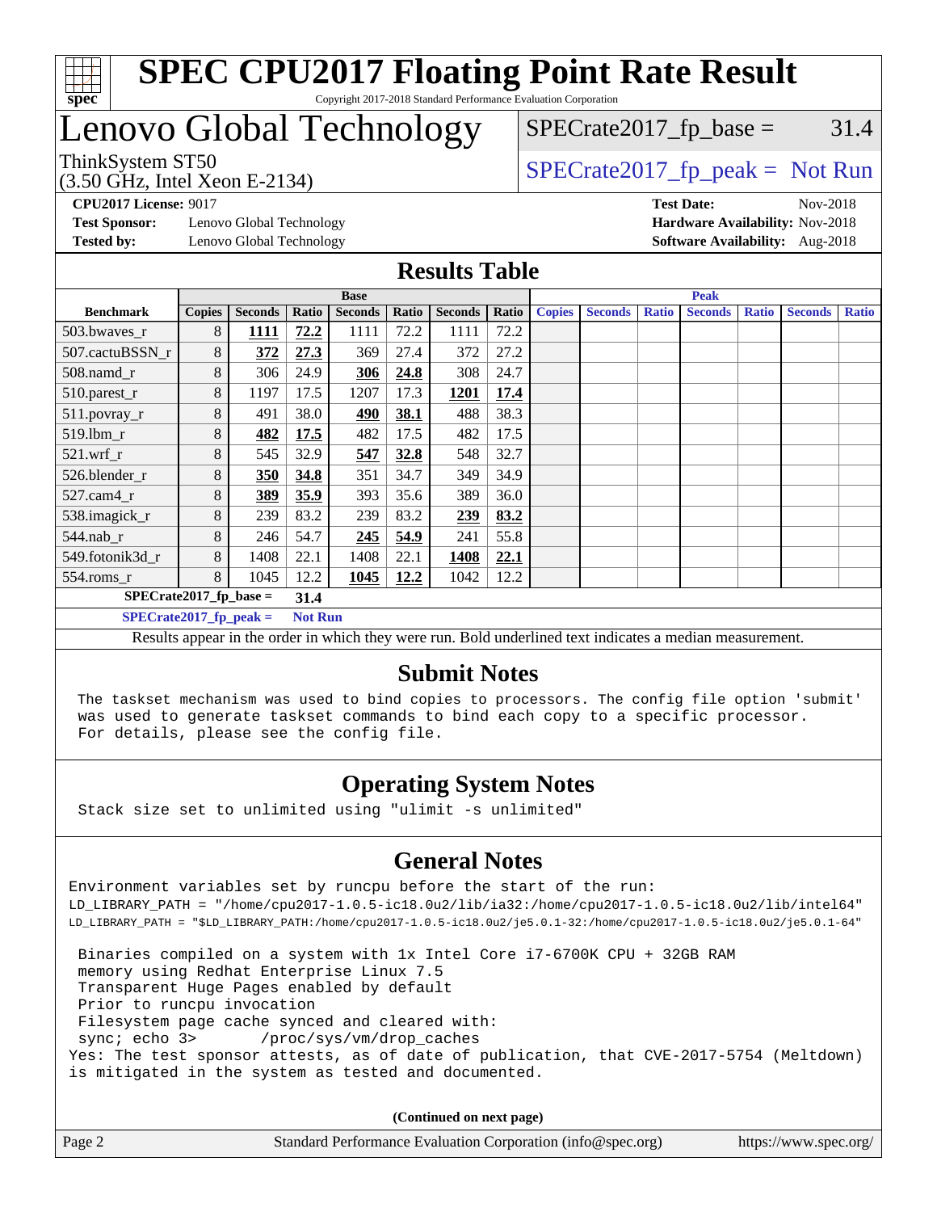# SPEC CPU2017 Floating Point Rate Result

Copyright 2017-2018 Standard Performance Evaluation Corporation

# Lenovo Global Technology

ThinkSystem ST50
(3.50 GHz, Intel Xeon E-2134)

SPECrate2017_fp_base = 31.4

SPECrate2017_fp_peak = Not Run

**CPU2017 License:** 9017
**Test Sponsor:** Lenovo Global Technology
**Tested by:** Lenovo Global Technology

**Test Date:** Nov-2018
**Hardware Availability:** Nov-2018
**Software Availability:** Aug-2018

## Results Table

| Benchmark | Base | | | | | | | Peak | | | | | | |
|---|---|---|---|---|---|---|---|---|---|---|---|---|---|---|
| | Copies | Seconds | Ratio | Seconds | Ratio | Seconds | Ratio | Copies | Seconds | Ratio | Seconds | Ratio | Seconds | Ratio |
| 503.bwaves_r | 8 | **1111** | **72.2** | 1111 | 72.2 | 1111 | 72.2 | | | | | | | |
| 507.cactuBSSN_r | 8 | **372** | **27.3** | 369 | 27.4 | 372 | 27.2 | | | | | | | |
| 508.namd_r | 8 | 306 | 24.9 | **306** | **24.8** | 308 | 24.7 | | | | | | | |
| 510.parest_r | 8 | 1197 | 17.5 | 1207 | 17.3 | **1201** | **17.4** | | | | | | | |
| 511.povray_r | 8 | 491 | 38.0 | **490** | **38.1** | 488 | 38.3 | | | | | | | |
| 519.lbm_r | 8 | **482** | **17.5** | 482 | 17.5 | 482 | 17.5 | | | | | | | |
| 521.wrf_r | 8 | 545 | 32.9 | **547** | **32.8** | 548 | 32.7 | | | | | | | |
| 526.blender_r | 8 | **350** | **34.8** | 351 | 34.7 | 349 | 34.9 | | | | | | | |
| 527.cam4_r | 8 | **389** | **35.9** | 393 | 35.6 | 389 | 36.0 | | | | | | | |
| 538.imagick_r | 8 | 239 | 83.2 | 239 | 83.2 | **239** | **83.2** | | | | | | | |
| 544.nab_r | 8 | 246 | 54.7 | **245** | **54.9** | 241 | 55.8 | | | | | | | |
| 549.fotonik3d_r | 8 | 1408 | 22.1 | 1408 | 22.1 | **1408** | **22.1** | | | | | | | |
| 554.roms_r | 8 | 1045 | 12.2 | **1045** | **12.2** | 1042 | 12.2 | | | | | | | |

**SPECrate2017_fp_base = 31.4**

**SPECrate2017_fp_peak = Not Run**

Results appear in the order in which they were run. Bold underlined text indicates a median measurement.

## Submit Notes

```
The taskset mechanism was used to bind copies to processors. The config file option 'submit'
was used to generate taskset commands to bind each copy to a specific processor.
For details, please see the config file.
```

## Operating System Notes

```
Stack size set to unlimited using "ulimit -s unlimited"
```

## General Notes

```
Environment variables set by runcpu before the start of the run:
LD_LIBRARY_PATH = "/home/cpu2017-1.0.5-ic18.0u2/lib/ia32:/home/cpu2017-1.0.5-ic18.0u2/lib/intel64"
LD_LIBRARY_PATH = "$LD_LIBRARY_PATH:/home/cpu2017-1.0.5-ic18.0u2/je5.0.1-32:/home/cpu2017-1.0.5-ic18.0u2/je5.0.1-64"

 Binaries compiled on a system with 1x Intel Core i7-6700K CPU + 32GB RAM
 memory using Redhat Enterprise Linux 7.5
 Transparent Huge Pages enabled by default
 Prior to runcpu invocation
 Filesystem page cache synced and cleared with:
 sync; echo 3>       /proc/sys/vm/drop_caches
Yes: The test sponsor attests, as of date of publication, that CVE-2017-5754 (Meltdown)
is mitigated in the system as tested and documented.
```

**(Continued on next page)**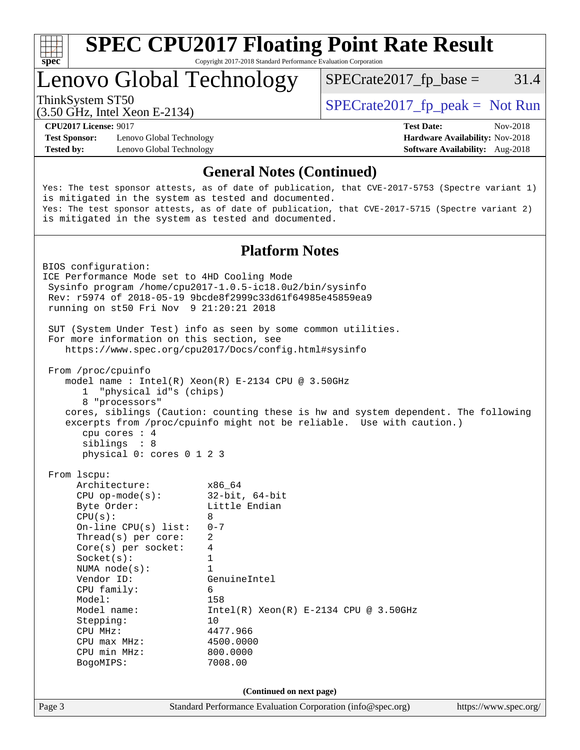## General Notes (Continued)

Yes: The test sponsor attests, as of date of publication, that CVE-2017-5753 (Spectre variant 1) is mitigated in the system as tested and documented.
Yes: The test sponsor attests, as of date of publication, that CVE-2017-5715 (Spectre variant 2) is mitigated in the system as tested and documented.

## Platform Notes

```
BIOS configuration:
ICE Performance Mode set to 4HD Cooling Mode
 Sysinfo program /home/cpu2017-1.0.5-ic18.0u2/bin/sysinfo
 Rev: r5974 of 2018-05-19 9bcde8f2999c33d61f64985e45859ea9
 running on st50 Fri Nov  9 21:20:21 2018

 SUT (System Under Test) info as seen by some common utilities.
 For more information on this section, see
    https://www.spec.org/cpu2017/Docs/config.html#sysinfo

 From /proc/cpuinfo
    model name : Intel(R) Xeon(R) E-2134 CPU @ 3.50GHz
       1  "physical id"s (chips)
       8 "processors"
    cores, siblings (Caution: counting these is hw and system dependent. The following
    excerpts from /proc/cpuinfo might not be reliable.  Use with caution.)
       cpu cores : 4
       siblings  : 8
       physical 0: cores 0 1 2 3

 From lscpu:
      Architecture:          x86_64
      CPU op-mode(s):        32-bit, 64-bit
      Byte Order:            Little Endian
      CPU(s):                8
      On-line CPU(s) list:   0-7
      Thread(s) per core:    2
      Core(s) per socket:    4
      Socket(s):             1
      NUMA node(s):          1
      Vendor ID:             GenuineIntel
      CPU family:            6
      Model:                 158
      Model name:            Intel(R) Xeon(R) E-2134 CPU @ 3.50GHz
      Stepping:              10
      CPU MHz:               4477.966
      CPU max MHz:           4500.0000
      CPU min MHz:           800.0000
      BogoMIPS:              7008.00
```

(Continued on next page)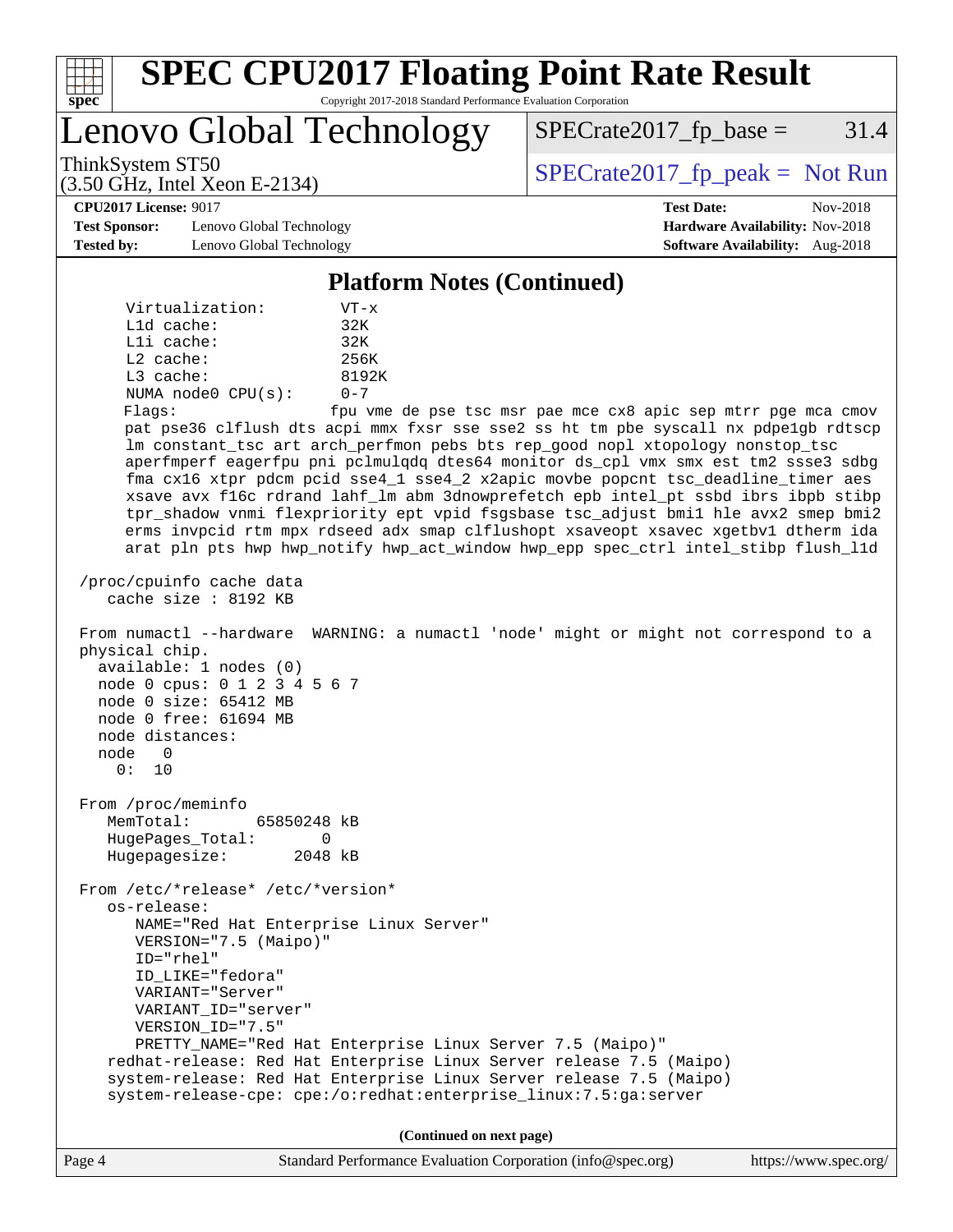## Platform Notes (Continued)

```
      Virtualization:        VT-x
      L1d cache:             32K
      L1i cache:             32K
      L2 cache:              256K
      L3 cache:              8192K
      NUMA node0 CPU(s):     0-7
      Flags:                 fpu vme de pse tsc msr pae mce cx8 apic sep mtrr pge mca cmov
      pat pse36 clflush dts acpi mmx fxsr sse sse2 ss ht tm pbe syscall nx pdpe1gb rdtscp
      lm constant_tsc art arch_perfmon pebs bts rep_good nopl xtopology nonstop_tsc
      aperfmperf eagerfpu pni pclmulqdq dtes64 monitor ds_cpl vmx smx est tm2 ssse3 sdbg
      fma cx16 xtpr pdcm pcid sse4_1 sse4_2 x2apic movbe popcnt tsc_deadline_timer aes
      xsave avx f16c rdrand lahf_lm abm 3dnowprefetch epb intel_pt ssbd ibrs ibpb stibp
      tpr_shadow vnmi flexpriority ept vpid fsgsbase tsc_adjust bmi1 hle avx2 smep bmi2
      erms invpcid rtm mpx rdseed adx smap clflushopt xsaveopt xsavec xgetbv1 dtherm ida
      arat pln pts hwp hwp_notify hwp_act_window hwp_epp spec_ctrl intel_stibp flush_l1d

 /proc/cpuinfo cache data
    cache size : 8192 KB

 From numactl --hardware  WARNING: a numactl 'node' might or might not correspond to a
 physical chip.
   available: 1 nodes (0)
   node 0 cpus: 0 1 2 3 4 5 6 7
   node 0 size: 65412 MB
   node 0 free: 61694 MB
   node distances:
   node   0
     0:  10

 From /proc/meminfo
    MemTotal:       65850248 kB
    HugePages_Total:       0
    Hugepagesize:       2048 kB

 From /etc/*release* /etc/*version*
    os-release:
       NAME="Red Hat Enterprise Linux Server"
       VERSION="7.5 (Maipo)"
       ID="rhel"
       ID_LIKE="fedora"
       VARIANT="Server"
       VARIANT_ID="server"
       VERSION_ID="7.5"
       PRETTY_NAME="Red Hat Enterprise Linux Server 7.5 (Maipo)"
    redhat-release: Red Hat Enterprise Linux Server release 7.5 (Maipo)
    system-release: Red Hat Enterprise Linux Server release 7.5 (Maipo)
    system-release-cpe: cpe:/o:redhat:enterprise_linux:7.5:ga:server
```

**(Continued on next page)**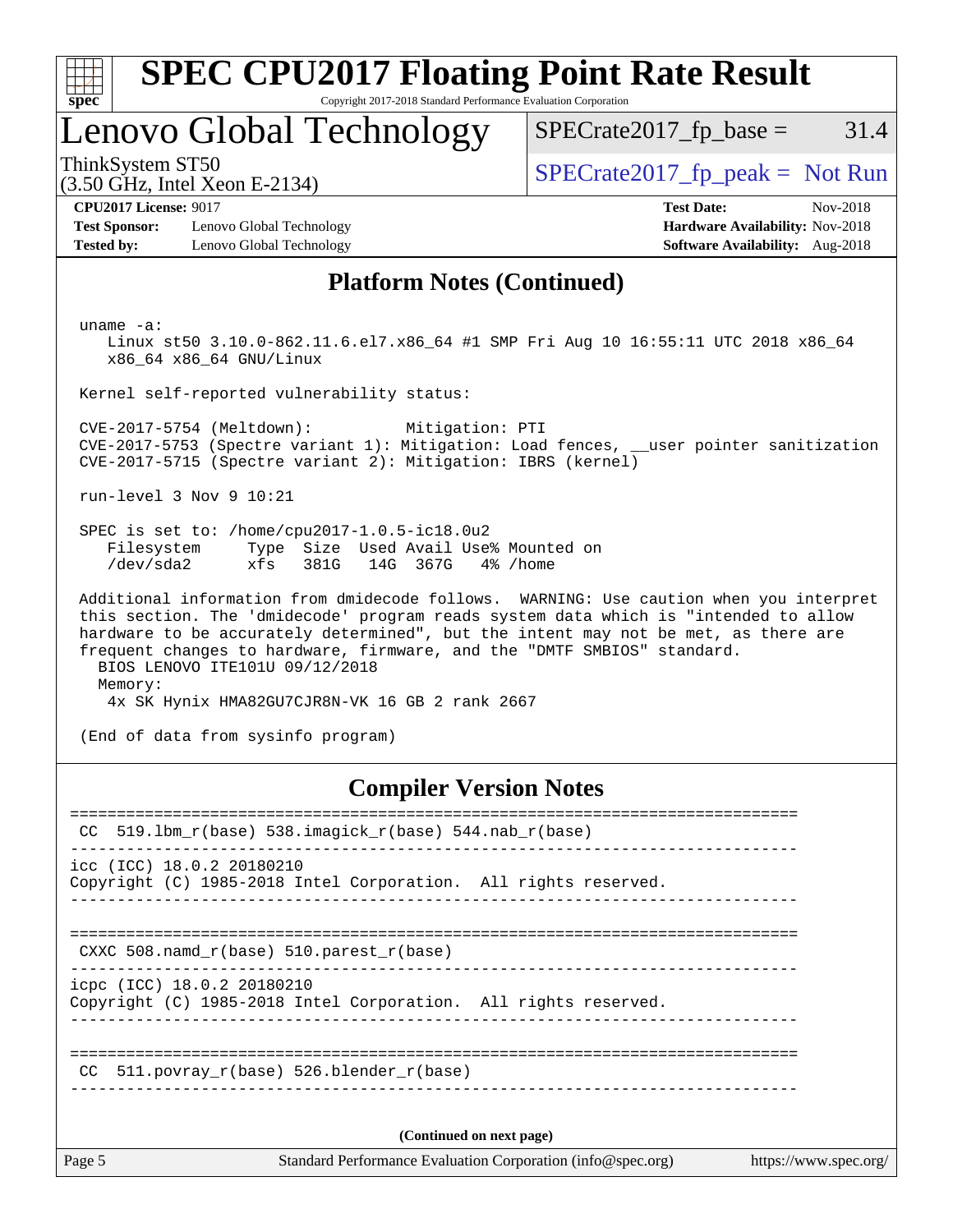# SPEC CPU2017 Floating Point Rate Result

Copyright 2017-2018 Standard Performance Evaluation Corporation

## Lenovo Global Technology

ThinkSystem ST50
(3.50 GHz, Intel Xeon E-2134)

SPECrate2017_fp_base = 31.4

SPECrate2017_fp_peak = Not Run

**CPU2017 License:** 9017
**Test Sponsor:** Lenovo Global Technology
**Tested by:** Lenovo Global Technology

**Test Date:** Nov-2018
**Hardware Availability:** Nov-2018
**Software Availability:** Aug-2018

## Platform Notes (Continued)

```
 uname -a:
    Linux st50 3.10.0-862.11.6.el7.x86_64 #1 SMP Fri Aug 10 16:55:11 UTC 2018 x86_64
    x86_64 x86_64 GNU/Linux

 Kernel self-reported vulnerability status:

 CVE-2017-5754 (Meltdown):          Mitigation: PTI
 CVE-2017-5753 (Spectre variant 1): Mitigation: Load fences, __user pointer sanitization
 CVE-2017-5715 (Spectre variant 2): Mitigation: IBRS (kernel)

 run-level 3 Nov 9 10:21

 SPEC is set to: /home/cpu2017-1.0.5-ic18.0u2
    Filesystem     Type  Size  Used Avail Use% Mounted on
    /dev/sda2      xfs   381G   14G  367G   4% /home

 Additional information from dmidecode follows.  WARNING: Use caution when you interpret
 this section. The 'dmidecode' program reads system data which is "intended to allow
 hardware to be accurately determined", but the intent may not be met, as there are
 frequent changes to hardware, firmware, and the "DMTF SMBIOS" standard.
   BIOS LENOVO ITE101U 09/12/2018
   Memory:
    4x SK Hynix HMA82GU7CJR8N-VK 16 GB 2 rank 2667

 (End of data from sysinfo program)
```

## Compiler Version Notes

```
==============================================================================
 CC  519.lbm_r(base) 538.imagick_r(base) 544.nab_r(base)
------------------------------------------------------------------------------
icc (ICC) 18.0.2 20180210
Copyright (C) 1985-2018 Intel Corporation.  All rights reserved.
------------------------------------------------------------------------------

==============================================================================
 CXXC 508.namd_r(base) 510.parest_r(base)
------------------------------------------------------------------------------
icpc (ICC) 18.0.2 20180210
Copyright (C) 1985-2018 Intel Corporation.  All rights reserved.
------------------------------------------------------------------------------

==============================================================================
 CC  511.povray_r(base) 526.blender_r(base)
------------------------------------------------------------------------------
```

(Continued on next page)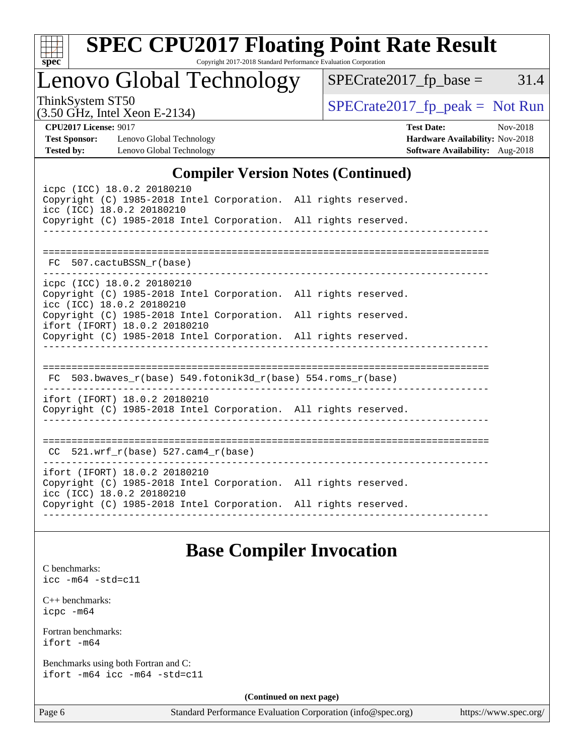## Compiler Version Notes (Continued)

```
icpc (ICC) 18.0.2 20180210
Copyright (C) 1985-2018 Intel Corporation.  All rights reserved.
icc (ICC) 18.0.2 20180210
Copyright (C) 1985-2018 Intel Corporation.  All rights reserved.
------------------------------------------------------------------------------

==============================================================================
 FC  507.cactuBSSN_r(base)
------------------------------------------------------------------------------
icpc (ICC) 18.0.2 20180210
Copyright (C) 1985-2018 Intel Corporation.  All rights reserved.
icc (ICC) 18.0.2 20180210
Copyright (C) 1985-2018 Intel Corporation.  All rights reserved.
ifort (IFORT) 18.0.2 20180210
Copyright (C) 1985-2018 Intel Corporation.  All rights reserved.
------------------------------------------------------------------------------

==============================================================================
 FC  503.bwaves_r(base) 549.fotonik3d_r(base) 554.roms_r(base)
------------------------------------------------------------------------------
ifort (IFORT) 18.0.2 20180210
Copyright (C) 1985-2018 Intel Corporation.  All rights reserved.
------------------------------------------------------------------------------

==============================================================================
 CC  521.wrf_r(base) 527.cam4_r(base)
------------------------------------------------------------------------------
ifort (IFORT) 18.0.2 20180210
Copyright (C) 1985-2018 Intel Corporation.  All rights reserved.
icc (ICC) 18.0.2 20180210
Copyright (C) 1985-2018 Intel Corporation.  All rights reserved.
------------------------------------------------------------------------------
```

## Base Compiler Invocation

C benchmarks:
`icc -m64 -std=c11`

C++ benchmarks:
`icpc -m64`

Fortran benchmarks:
`ifort -m64`

Benchmarks using both Fortran and C:
`ifort -m64 icc -m64 -std=c11`

**(Continued on next page)**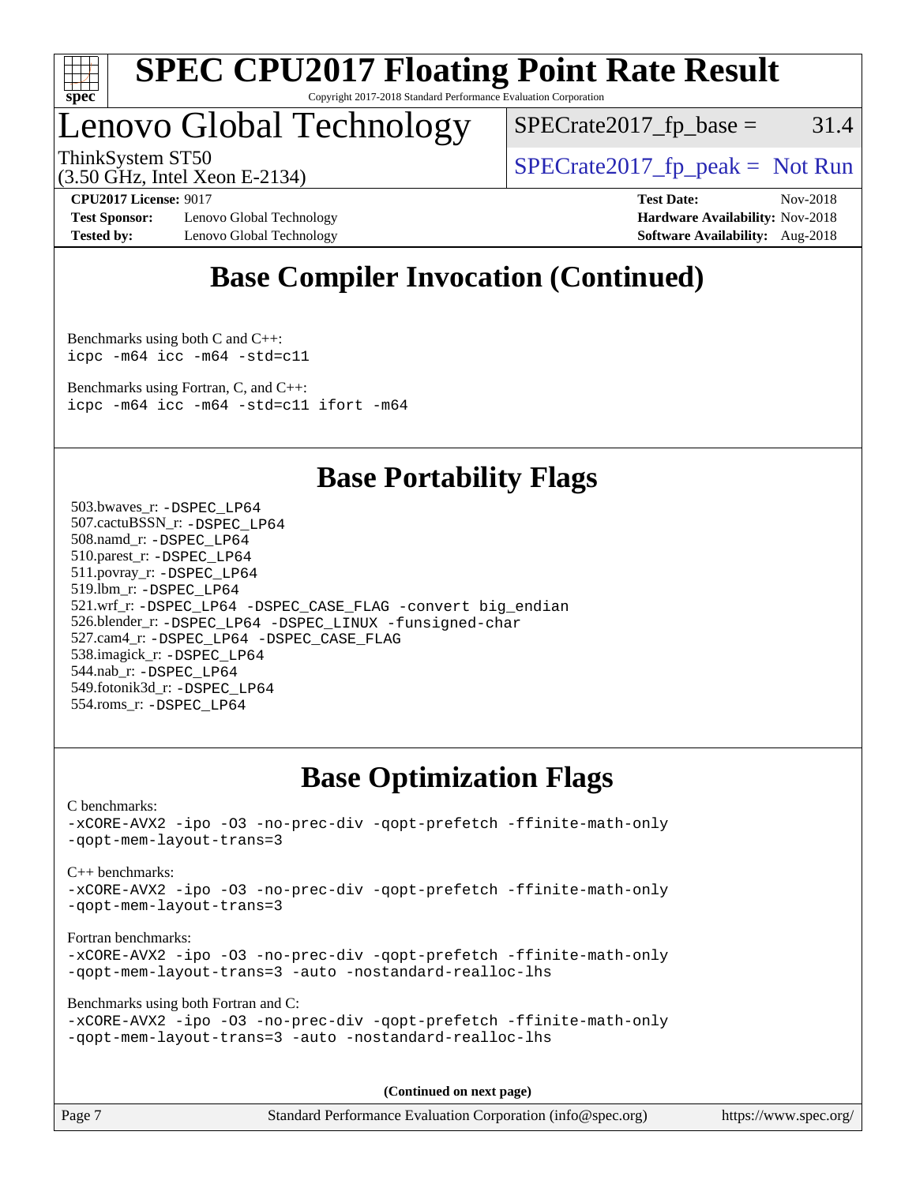# SPEC CPU2017 Floating Point Rate Result

Copyright 2017-2018 Standard Performance Evaluation Corporation

## Lenovo Global Technology

ThinkSystem ST50
(3.50 GHz, Intel Xeon E-2134)

SPECrate2017_fp_base = 31.4

SPECrate2017_fp_peak = Not Run

**CPU2017 License:** 9017
**Test Sponsor:** Lenovo Global Technology
**Tested by:** Lenovo Global Technology

**Test Date:** Nov-2018
**Hardware Availability:** Nov-2018
**Software Availability:** Aug-2018

## Base Compiler Invocation (Continued)

Benchmarks using both C and C++:
```
icpc -m64 icc -m64 -std=c11
```

Benchmarks using Fortran, C, and C++:
```
icpc -m64 icc -m64 -std=c11 ifort -m64
```

## Base Portability Flags

503.bwaves_r: -DSPEC_LP64
507.cactuBSSN_r: -DSPEC_LP64
508.namd_r: -DSPEC_LP64
510.parest_r: -DSPEC_LP64
511.povray_r: -DSPEC_LP64
519.lbm_r: -DSPEC_LP64
521.wrf_r: -DSPEC_LP64 -DSPEC_CASE_FLAG -convert big_endian
526.blender_r: -DSPEC_LP64 -DSPEC_LINUX -funsigned-char
527.cam4_r: -DSPEC_LP64 -DSPEC_CASE_FLAG
538.imagick_r: -DSPEC_LP64
544.nab_r: -DSPEC_LP64
549.fotonik3d_r: -DSPEC_LP64
554.roms_r: -DSPEC_LP64

## Base Optimization Flags

C benchmarks:
```
-xCORE-AVX2 -ipo -O3 -no-prec-div -qopt-prefetch -ffinite-math-only
-qopt-mem-layout-trans=3
```

C++ benchmarks:
```
-xCORE-AVX2 -ipo -O3 -no-prec-div -qopt-prefetch -ffinite-math-only
-qopt-mem-layout-trans=3
```

Fortran benchmarks:
```
-xCORE-AVX2 -ipo -O3 -no-prec-div -qopt-prefetch -ffinite-math-only
-qopt-mem-layout-trans=3 -auto -nostandard-realloc-lhs
```

Benchmarks using both Fortran and C:
```
-xCORE-AVX2 -ipo -O3 -no-prec-div -qopt-prefetch -ffinite-math-only
-qopt-mem-layout-trans=3 -auto -nostandard-realloc-lhs
```

**(Continued on next page)**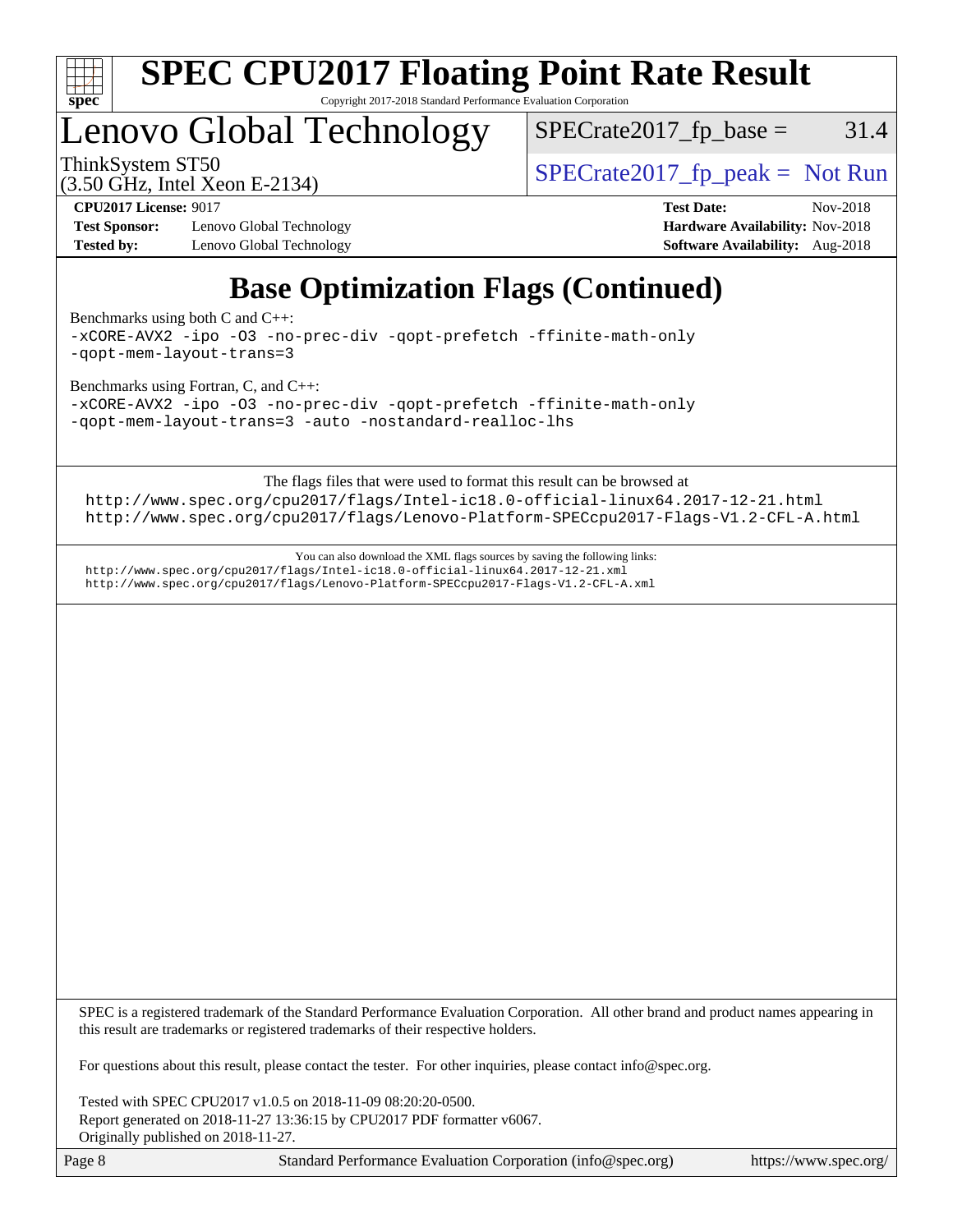# Base Optimization Flags (Continued)

Benchmarks using both C and C++:

```
-xCORE-AVX2 -ipo -O3 -no-prec-div -qopt-prefetch -ffinite-math-only
-qopt-mem-layout-trans=3
```

Benchmarks using Fortran, C, and C++:

```
-xCORE-AVX2 -ipo -O3 -no-prec-div -qopt-prefetch -ffinite-math-only
-qopt-mem-layout-trans=3 -auto -nostandard-realloc-lhs
```

The flags files that were used to format this result can be browsed at

http://www.spec.org/cpu2017/flags/Intel-ic18.0-official-linux64.2017-12-21.html
http://www.spec.org/cpu2017/flags/Lenovo-Platform-SPECcpu2017-Flags-V1.2-CFL-A.html

You can also download the XML flags sources by saving the following links:

http://www.spec.org/cpu2017/flags/Intel-ic18.0-official-linux64.2017-12-21.xml
http://www.spec.org/cpu2017/flags/Lenovo-Platform-SPECcpu2017-Flags-V1.2-CFL-A.xml

SPEC is a registered trademark of the Standard Performance Evaluation Corporation. All other brand and product names appearing in this result are trademarks or registered trademarks of their respective holders.

For questions about this result, please contact the tester. For other inquiries, please contact info@spec.org.

Tested with SPEC CPU2017 v1.0.5 on 2018-11-09 08:20:20-0500.
Report generated on 2018-11-27 13:36:15 by CPU2017 PDF formatter v6067.
Originally published on 2018-11-27.